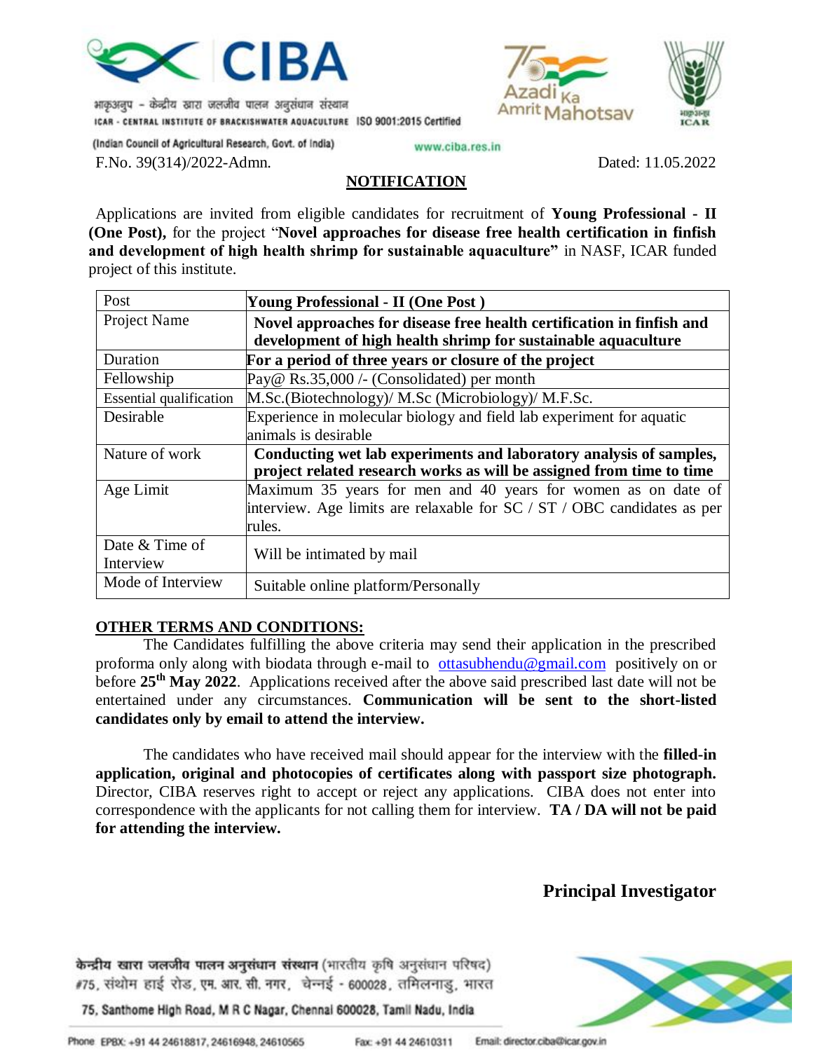भाकृअनुप - केन्द्रीय खारा जलजीव पालन अनुसंधान संस्थान

ICAR - CENTRAL INSTITUTE OF BRACKISHWATER AQUACULTURE ISO 9001:2015 Certified

(Indian Council of Agricultural Research, Govt. of India)

www.ciba.res.in

F.No. 39(314)/2022-Admn. Dated: 11.05.2022

## NOTIFICATION

Applications are invited from eligible candidates for recruitment of **Young Professional - II (One Post),** for the project "**Novel approaches for disease free health certification in finfish and development of high health shrimp for sustainable aquaculture"** in NASF, ICAR funded project of this institute.

| Post | **Young Professional - II (One Post )** |
|---|---|
| Project Name | **Novel approaches for disease free health certification in finfish and development of high health shrimp for sustainable aquaculture** |
| Duration | **For a period of three years or closure of the project** |
| Fellowship | Pay@ Rs.35,000 /- (Consolidated) per month |
| Essential qualification | M.Sc.(Biotechnology)/ M.Sc (Microbiology)/ M.F.Sc. |
| Desirable | Experience in molecular biology and field lab experiment for aquatic animals is desirable |
| Nature of work | **Conducting wet lab experiments and laboratory analysis of samples, project related research works as will be assigned from time to time** |
| Age Limit | Maximum 35 years for men and 40 years for women as on date of interview. Age limits are relaxable for SC / ST / OBC candidates as per rules. |
| Date & Time of Interview | Will be intimated by mail |
| Mode of Interview | Suitable online platform/Personally |

**OTHER TERMS AND CONDITIONS:**

The Candidates fulfilling the above criteria may send their application in the prescribed proforma only along with biodata through e-mail to ottasubhendu@gmail.com positively on or before **25th May 2022**. Applications received after the above said prescribed last date will not be entertained under any circumstances. **Communication will be sent to the short-listed candidates only by email to attend the interview.**

The candidates who have received mail should appear for the interview with the **filled-in application, original and photocopies of certificates along with passport size photograph.** Director, CIBA reserves right to accept or reject any applications. CIBA does not enter into correspondence with the applicants for not calling them for interview. **TA / DA will not be paid for attending the interview.**

**Principal Investigator**

केन्द्रीय खारा जलजीव पालन अनुसंधान संस्थान (भारतीय कृषि अनुसंधान परिषद)
#75, संथोम हाई रोड, एम. आर. सी. नगर, चेन्नई - 600028, तमिलनाडु, भारत

75, Santhome High Road, M R C Nagar, Chennai 600028, Tamil Nadu, India

Phone EPBX: +91 44 24618817, 24616948, 24610565 Fax: +91 44 24610311 Email: director.ciba@icar.gov.in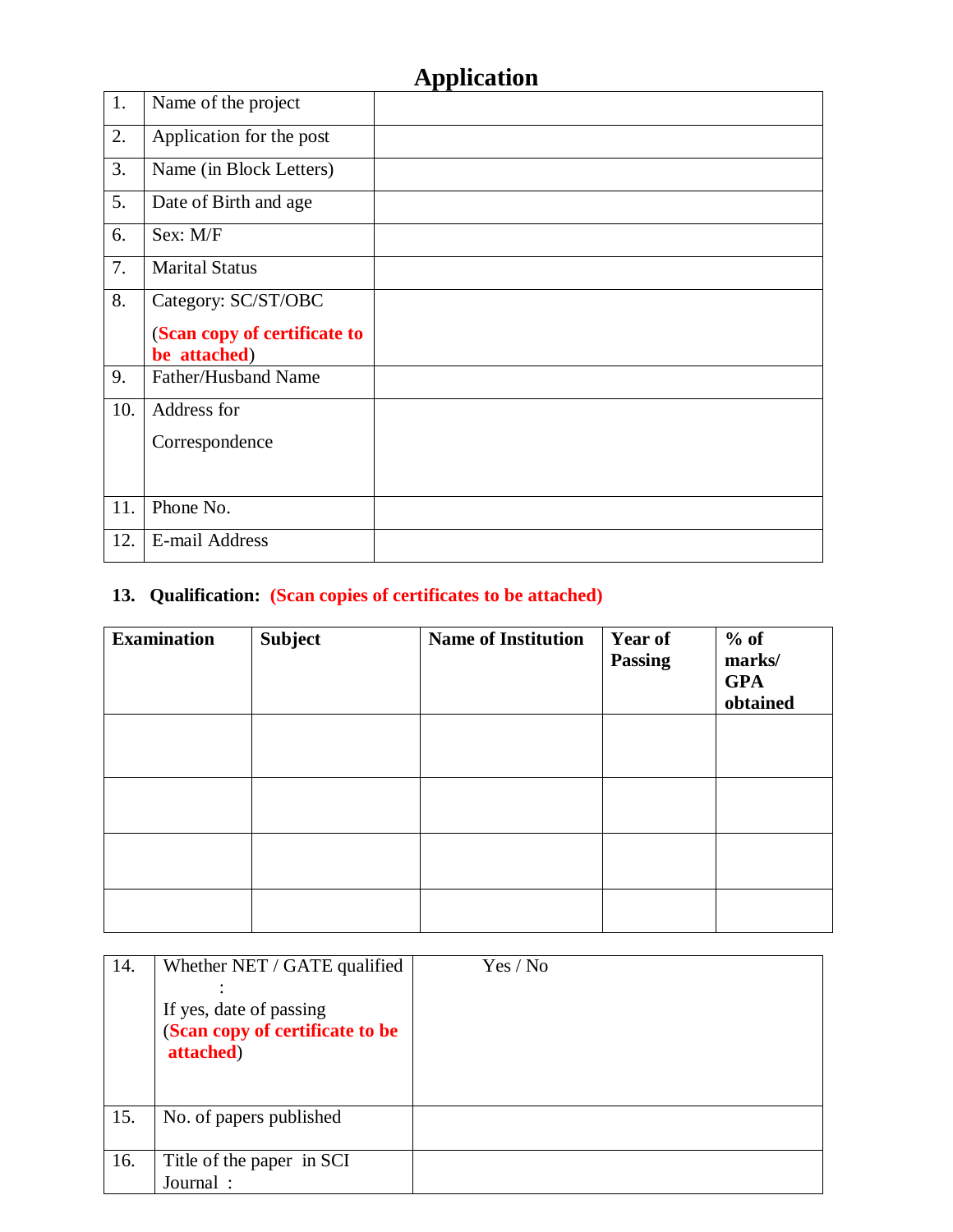# Application

| 1. | Name of the project | |
|---|---|---|
| 2. | Application for the post | |
| 3. | Name (in Block Letters) | |
| 5. | Date of Birth and age | |
| 6. | Sex: M/F | |
| 7. | Marital Status | |
| 8. | Category: SC/ST/OBC (**Scan copy of certificate to be attached**) | |
| 9. | Father/Husband Name | |
| 10. | Address for Correspondence | |
| 11. | Phone No. | |
| 12. | E-mail Address | |

**13. Qualification: (Scan copies of certificates to be attached)**

| **Examination** | **Subject** | **Name of Institution** | **Year of Passing** | **% of marks/ GPA obtained** |
|---|---|---|---|---|
| | | | | |
| | | | | |
| | | | | |
| | | | | |

| 14. | Whether NET / GATE qualified : If yes, date of passing (**Scan copy of certificate to be attached**) | Yes / No |
|---|---|---|
| 15. | No. of papers published | |
| 16. | Title of the paper in SCI Journal : | |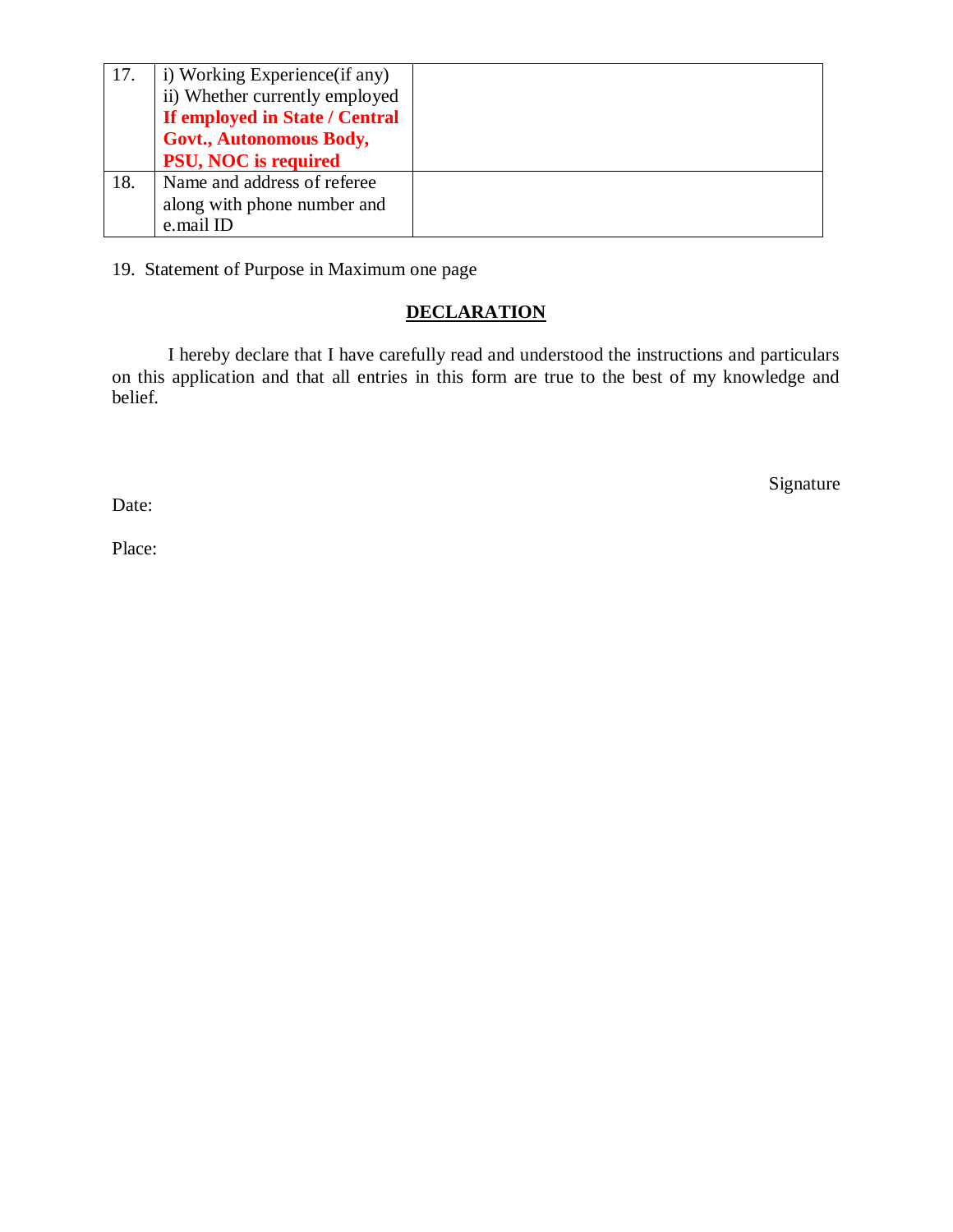| | | |
|---|---|---|
| 17. | i) Working Experience(if any)<br>ii) Whether currently employed<br>**If employed in State / Central Govt., Autonomous Body, PSU, NOC is required** | |
| 18. | Name and address of referee along with phone number and e.mail ID | |

19. Statement of Purpose in Maximum one page

## DECLARATION

I hereby declare that I have carefully read and understood the instructions and particulars on this application and that all entries in this form are true to the best of my knowledge and belief.

Signature

Date:

Place: